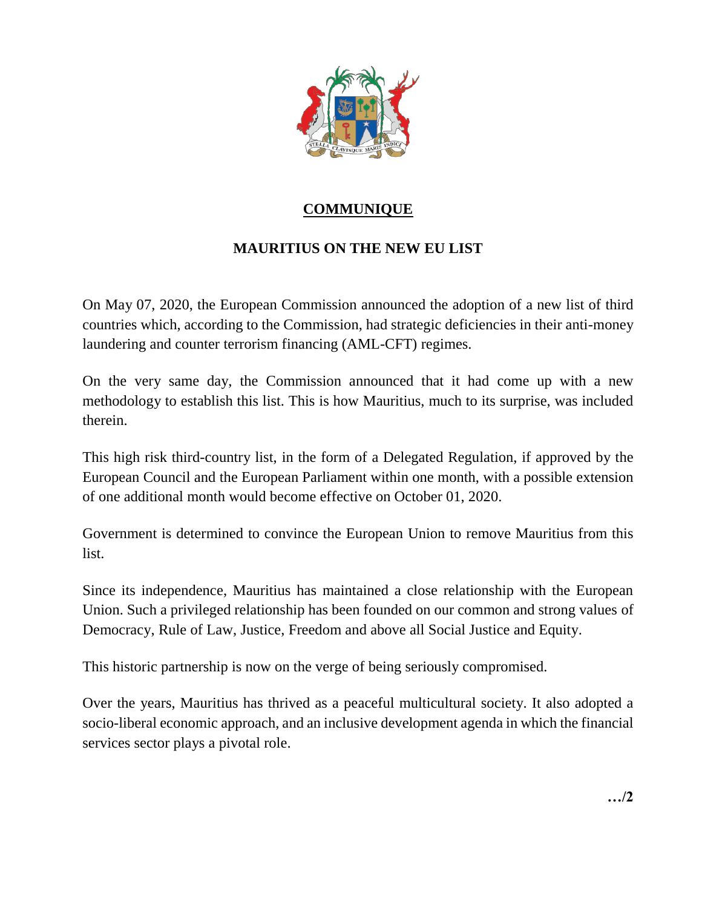# COMMUNIQUE

## MAURITIUS ON THE NEW EU LIST

On May 07, 2020, the European Commission announced the adoption of a new list of third countries which, according to the Commission, had strategic deficiencies in their anti-money laundering and counter terrorism financing (AML-CFT) regimes.

On the very same day, the Commission announced that it had come up with a new methodology to establish this list. This is how Mauritius, much to its surprise, was included therein.

This high risk third-country list, in the form of a Delegated Regulation, if approved by the European Council and the European Parliament within one month, with a possible extension of one additional month would become effective on October 01, 2020.

Government is determined to convince the European Union to remove Mauritius from this list.

Since its independence, Mauritius has maintained a close relationship with the European Union. Such a privileged relationship has been founded on our common and strong values of Democracy, Rule of Law, Justice, Freedom and above all Social Justice and Equity.

This historic partnership is now on the verge of being seriously compromised.

Over the years, Mauritius has thrived as a peaceful multicultural society. It also adopted a socio-liberal economic approach, and an inclusive development agenda in which the financial services sector plays a pivotal role.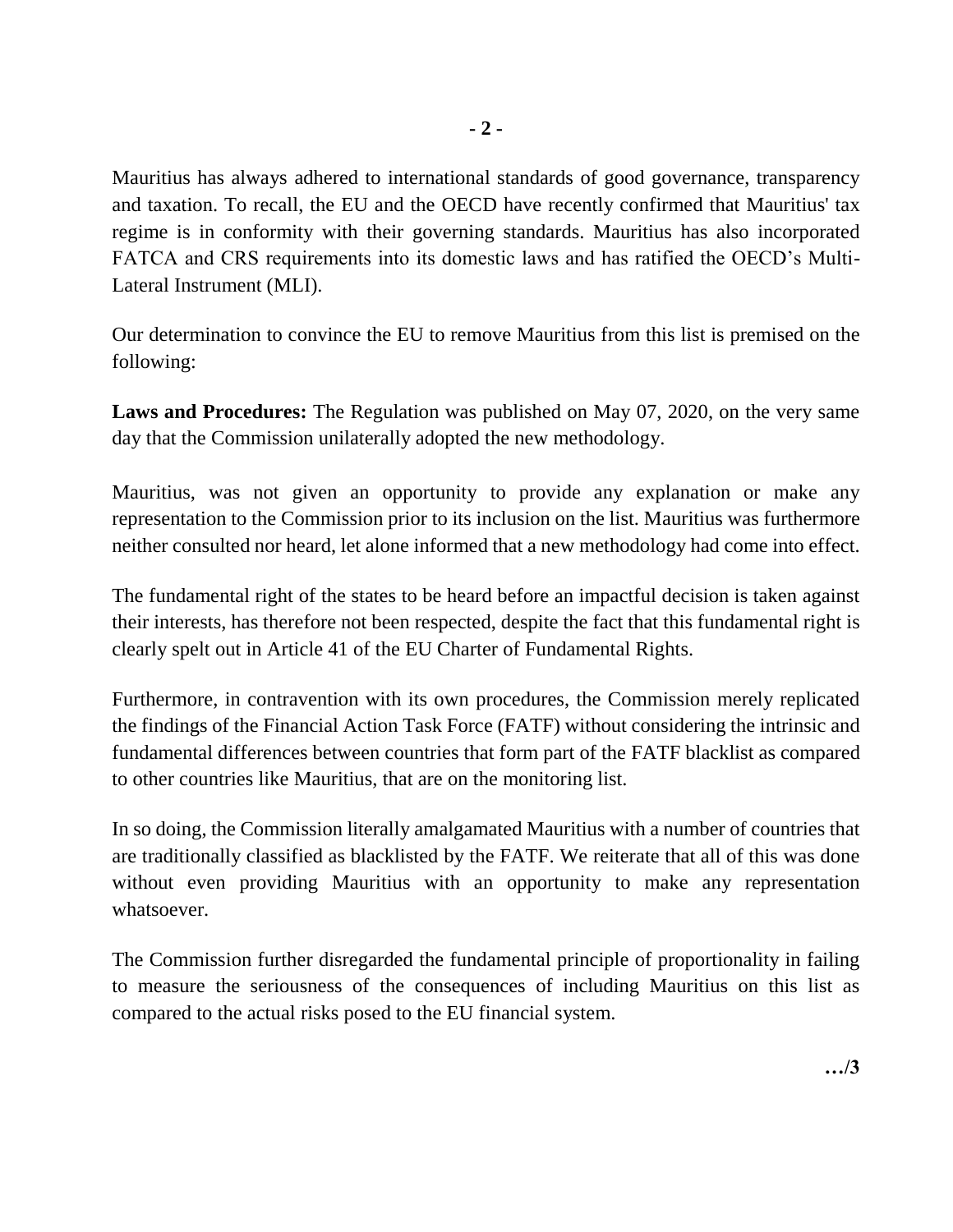Mauritius has always adhered to international standards of good governance, transparency and taxation. To recall, the EU and the OECD have recently confirmed that Mauritius' tax regime is in conformity with their governing standards. Mauritius has also incorporated FATCA and CRS requirements into its domestic laws and has ratified the OECD's Multi-Lateral Instrument (MLI).

Our determination to convince the EU to remove Mauritius from this list is premised on the following:

**Laws and Procedures:** The Regulation was published on May 07, 2020, on the very same day that the Commission unilaterally adopted the new methodology.

Mauritius, was not given an opportunity to provide any explanation or make any representation to the Commission prior to its inclusion on the list. Mauritius was furthermore neither consulted nor heard, let alone informed that a new methodology had come into effect.

The fundamental right of the states to be heard before an impactful decision is taken against their interests, has therefore not been respected, despite the fact that this fundamental right is clearly spelt out in Article 41 of the EU Charter of Fundamental Rights.

Furthermore, in contravention with its own procedures, the Commission merely replicated the findings of the Financial Action Task Force (FATF) without considering the intrinsic and fundamental differences between countries that form part of the FATF blacklist as compared to other countries like Mauritius, that are on the monitoring list.

In so doing, the Commission literally amalgamated Mauritius with a number of countries that are traditionally classified as blacklisted by the FATF. We reiterate that all of this was done without even providing Mauritius with an opportunity to make any representation whatsoever.

The Commission further disregarded the fundamental principle of proportionality in failing to measure the seriousness of the consequences of including Mauritius on this list as compared to the actual risks posed to the EU financial system.

**…/3**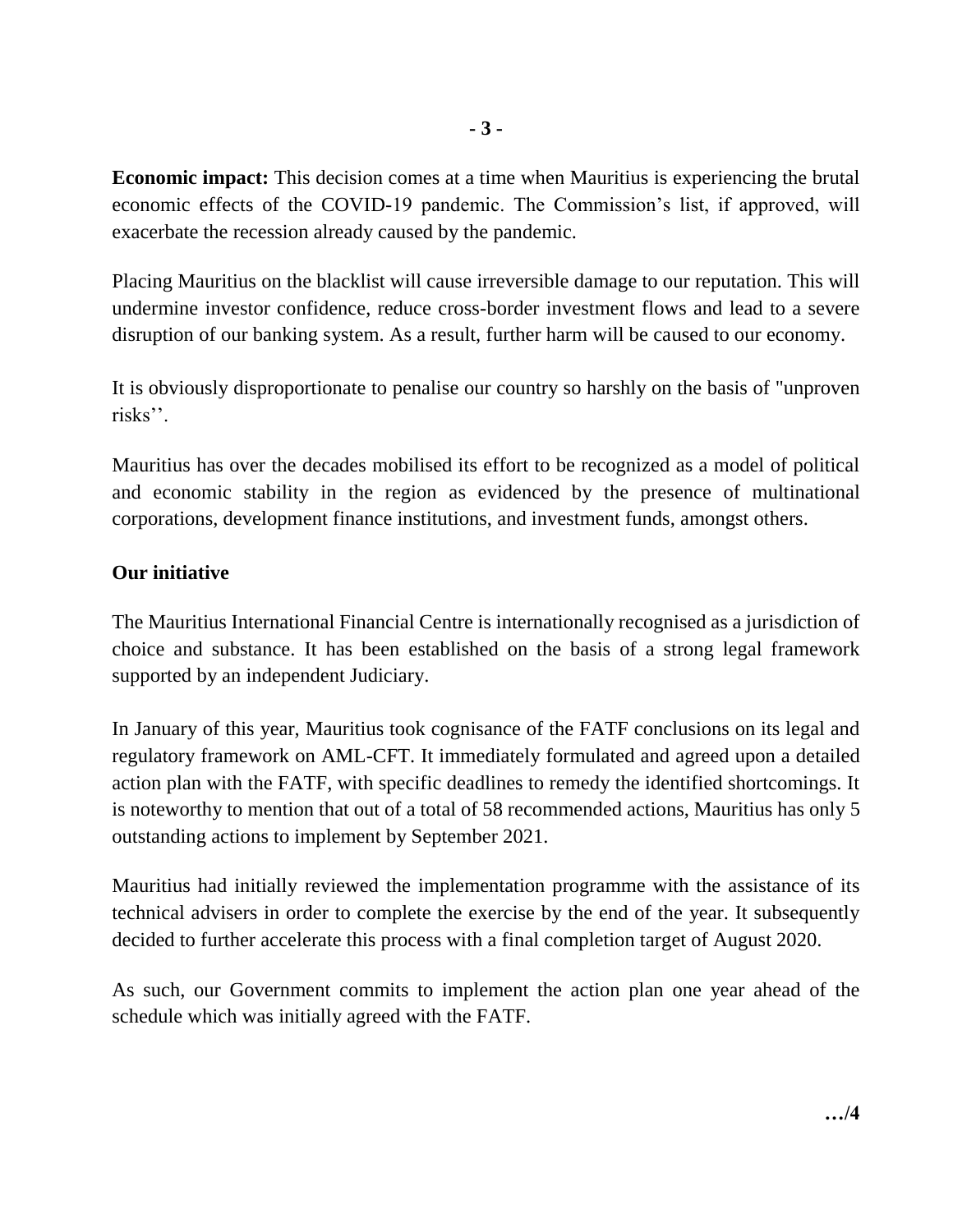**Economic impact:** This decision comes at a time when Mauritius is experiencing the brutal economic effects of the COVID-19 pandemic. The Commission's list, if approved, will exacerbate the recession already caused by the pandemic.

Placing Mauritius on the blacklist will cause irreversible damage to our reputation. This will undermine investor confidence, reduce cross-border investment flows and lead to a severe disruption of our banking system. As a result, further harm will be caused to our economy.

It is obviously disproportionate to penalise our country so harshly on the basis of "unproven risks''.

Mauritius has over the decades mobilised its effort to be recognized as a model of political and economic stability in the region as evidenced by the presence of multinational corporations, development finance institutions, and investment funds, amongst others.

**Our initiative**

The Mauritius International Financial Centre is internationally recognised as a jurisdiction of choice and substance. It has been established on the basis of a strong legal framework supported by an independent Judiciary.

In January of this year, Mauritius took cognisance of the FATF conclusions on its legal and regulatory framework on AML-CFT. It immediately formulated and agreed upon a detailed action plan with the FATF, with specific deadlines to remedy the identified shortcomings. It is noteworthy to mention that out of a total of 58 recommended actions, Mauritius has only 5 outstanding actions to implement by September 2021.

Mauritius had initially reviewed the implementation programme with the assistance of its technical advisers in order to complete the exercise by the end of the year. It subsequently decided to further accelerate this process with a final completion target of August 2020.

As such, our Government commits to implement the action plan one year ahead of the schedule which was initially agreed with the FATF.

**…/4**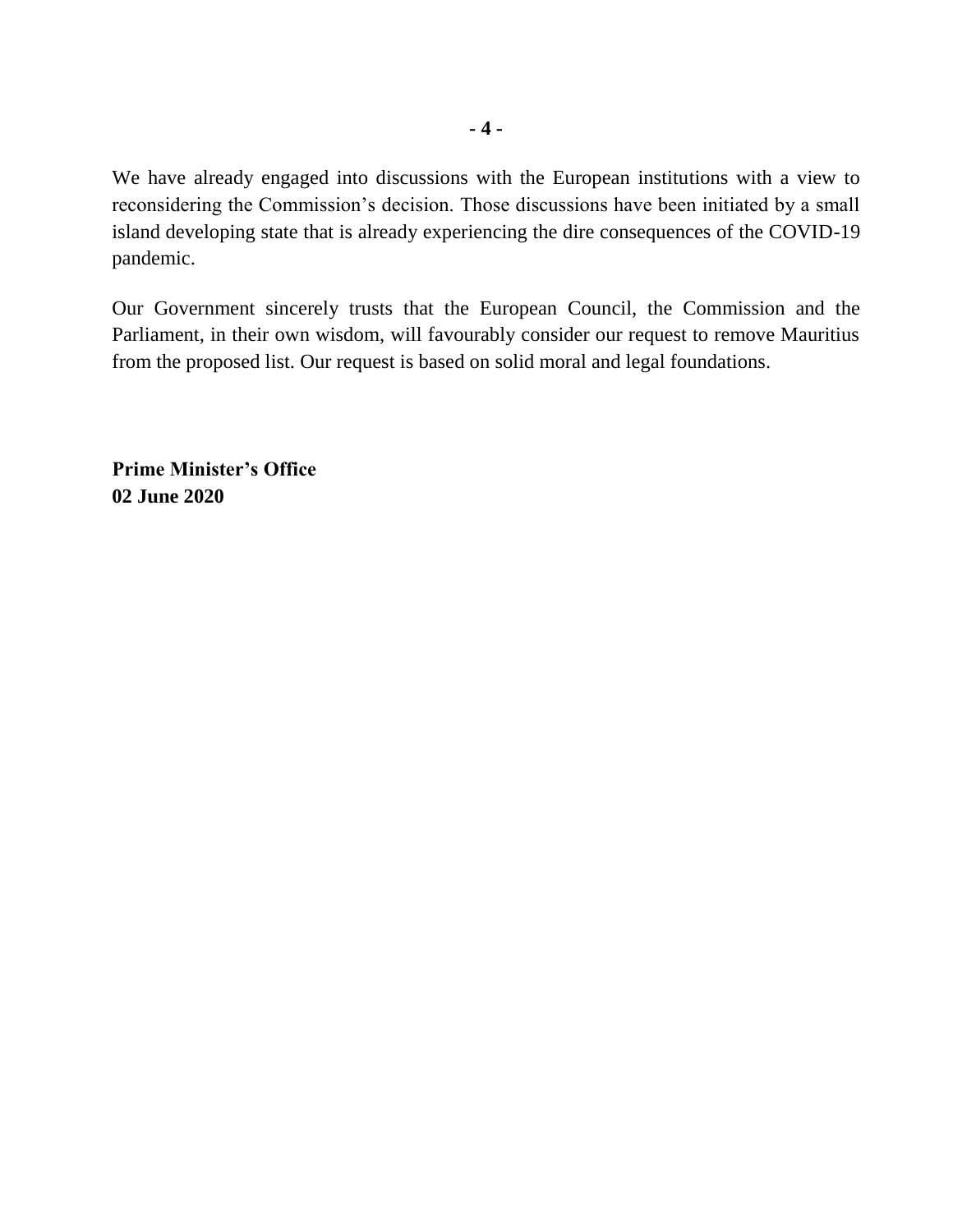We have already engaged into discussions with the European institutions with a view to reconsidering the Commission's decision. Those discussions have been initiated by a small island developing state that is already experiencing the dire consequences of the COVID-19 pandemic.

Our Government sincerely trusts that the European Council, the Commission and the Parliament, in their own wisdom, will favourably consider our request to remove Mauritius from the proposed list. Our request is based on solid moral and legal foundations.

**Prime Minister's Office**
**02 June 2020**